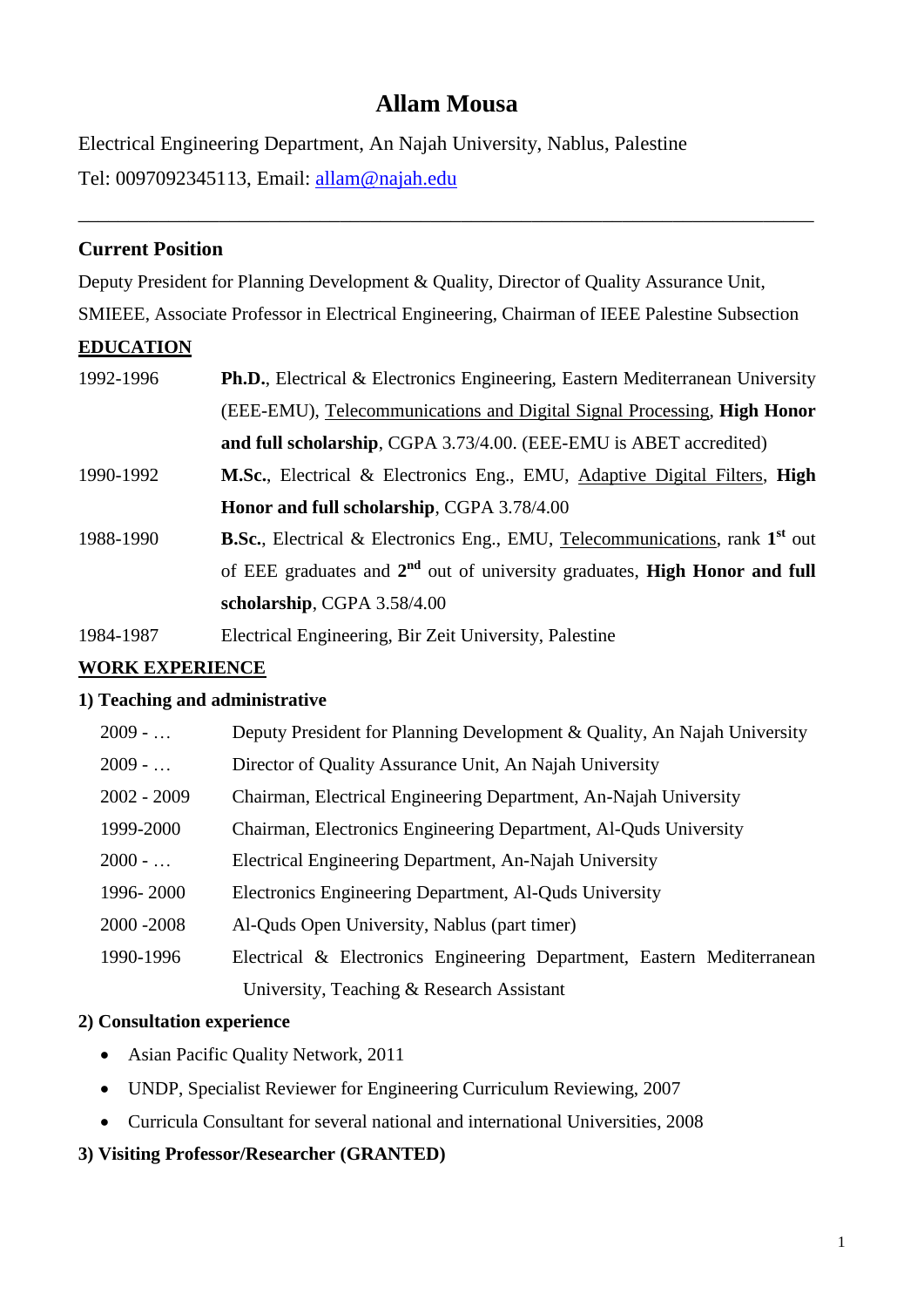# Allam Mousa

Electrical Engineering Department, An Najah University, Nablus, Palestine

Tel: 0097092345113, Email: allam@najah.edu

---

**Current Position**

Deputy President for Planning Development & Quality, Director of Quality Assurance Unit, SMIEEE, Associate Professor in Electrical Engineering, Chairman of IEEE Palestine Subsection

## EDUCATION

| | |
|---|---|
| 1992-1996 | **Ph.D.**, Electrical & Electronics Engineering, Eastern Mediterranean University (EEE-EMU), Telecommunications and Digital Signal Processing, **High Honor and full scholarship**, CGPA 3.73/4.00. (EEE-EMU is ABET accredited) |
| 1990-1992 | **M.Sc.**, Electrical & Electronics Eng., EMU, Adaptive Digital Filters, **High Honor and full scholarship**, CGPA 3.78/4.00 |
| 1988-1990 | **B.Sc.**, Electrical & Electronics Eng., EMU, Telecommunications, rank **1st** out of EEE graduates and **2nd** out of university graduates, **High Honor and full scholarship**, CGPA 3.58/4.00 |
| 1984-1987 | Electrical Engineering, Bir Zeit University, Palestine |

## WORK EXPERIENCE

**1) Teaching and administrative**

| | |
|---|---|
| 2009 - … | Deputy President for Planning Development & Quality, An Najah University |
| 2009 - … | Director of Quality Assurance Unit, An Najah University |
| 2002 - 2009 | Chairman, Electrical Engineering Department, An-Najah University |
| 1999-2000 | Chairman, Electronics Engineering Department, Al-Quds University |
| 2000 - … | Electrical Engineering Department, An-Najah University |
| 1996- 2000 | Electronics Engineering Department, Al-Quds University |
| 2000 -2008 | Al-Quds Open University, Nablus (part timer) |
| 1990-1996 | Electrical & Electronics Engineering Department, Eastern Mediterranean University, Teaching & Research Assistant |

**2) Consultation experience**

- Asian Pacific Quality Network, 2011
- UNDP, Specialist Reviewer for Engineering Curriculum Reviewing, 2007
- Curricula Consultant for several national and international Universities, 2008

**3) Visiting Professor/Researcher (GRANTED)**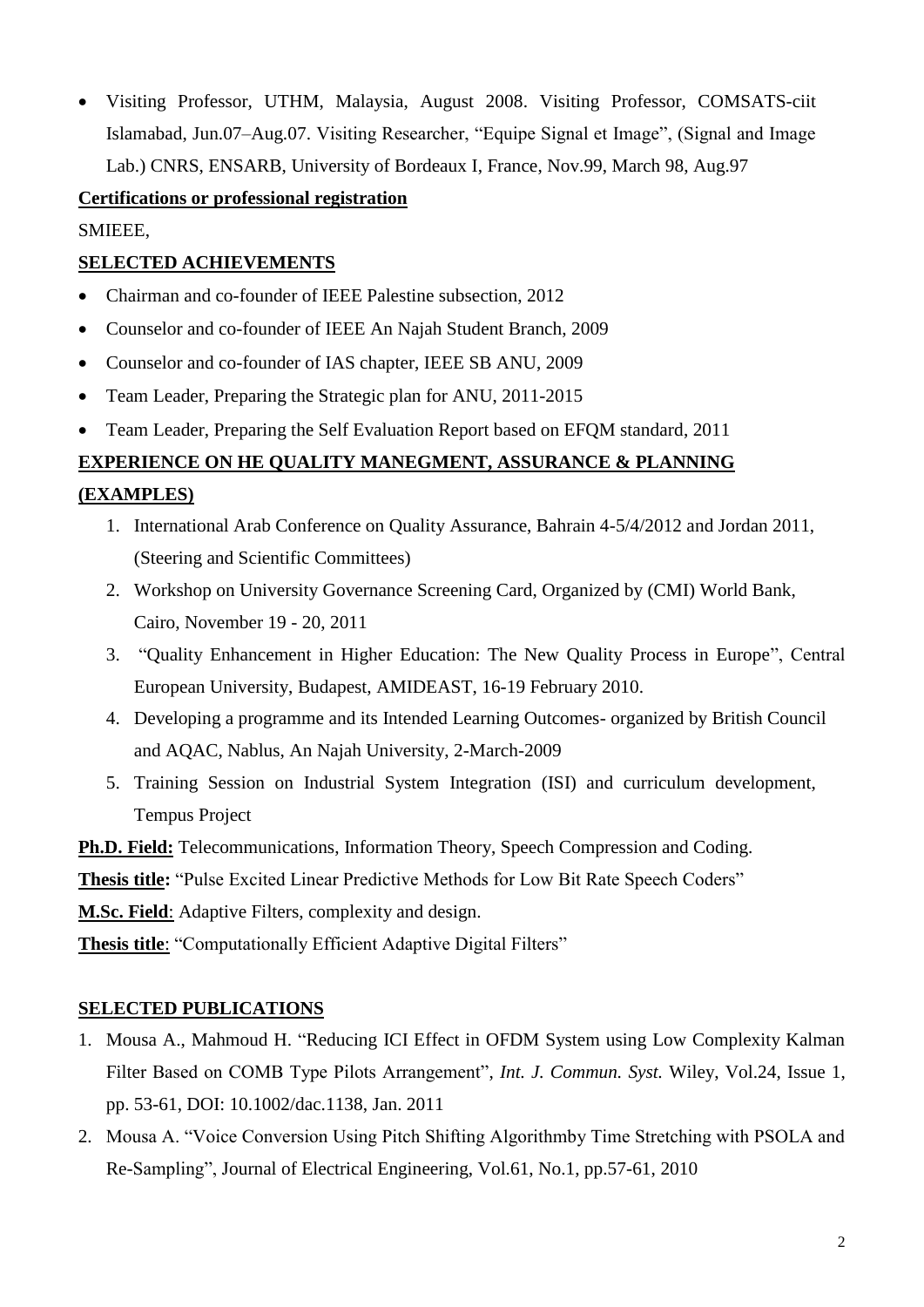- Visiting Professor, UTHM, Malaysia, August 2008. Visiting Professor, COMSATS-ciit Islamabad, Jun.07–Aug.07. Visiting Researcher, "Equipe Signal et Image", (Signal and Image Lab.) CNRS, ENSARB, University of Bordeaux I, France, Nov.99, March 98, Aug.97

**Certifications or professional registration**

SMIEEE,

## SELECTED ACHIEVEMENTS

- Chairman and co-founder of IEEE Palestine subsection, 2012
- Counselor and co-founder of IEEE An Najah Student Branch, 2009
- Counselor and co-founder of IAS chapter, IEEE SB ANU, 2009
- Team Leader, Preparing the Strategic plan for ANU, 2011-2015
- Team Leader, Preparing the Self Evaluation Report based on EFQM standard, 2011

## EXPERIENCE ON HE QUALITY MANEGMENT, ASSURANCE & PLANNING (EXAMPLES)

1. International Arab Conference on Quality Assurance, Bahrain 4-5/4/2012 and Jordan 2011, (Steering and Scientific Committees)
2. Workshop on University Governance Screening Card, Organized by (CMI) World Bank, Cairo, November 19 - 20, 2011
3. "Quality Enhancement in Higher Education: The New Quality Process in Europe", Central European University, Budapest, AMIDEAST, 16-19 February 2010.
4. Developing a programme and its Intended Learning Outcomes- organized by British Council and AQAC, Nablus, An Najah University, 2-March-2009
5. Training Session on Industrial System Integration (ISI) and curriculum development, Tempus Project

**Ph.D. Field:** Telecommunications, Information Theory, Speech Compression and Coding.

**Thesis title:** "Pulse Excited Linear Predictive Methods for Low Bit Rate Speech Coders"

**M.Sc. Field**: Adaptive Filters, complexity and design.

**Thesis title**: "Computationally Efficient Adaptive Digital Filters"

## SELECTED PUBLICATIONS

1. Mousa A., Mahmoud H. "Reducing ICI Effect in OFDM System using Low Complexity Kalman Filter Based on COMB Type Pilots Arrangement", *Int. J. Commun. Syst.* Wiley, Vol.24, Issue 1, pp. 53-61, DOI: 10.1002/dac.1138, Jan. 2011
2. Mousa A. "Voice Conversion Using Pitch Shifting Algorithmby Time Stretching with PSOLA and Re-Sampling", Journal of Electrical Engineering, Vol.61, No.1, pp.57-61, 2010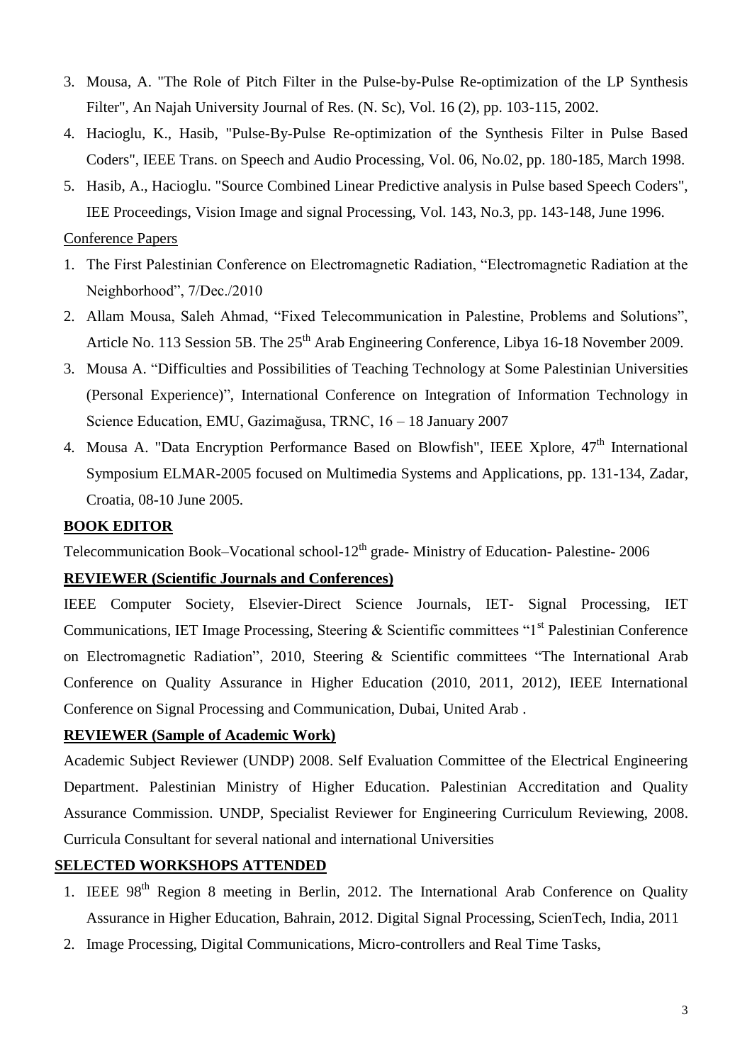3. Mousa, A. "The Role of Pitch Filter in the Pulse-by-Pulse Re-optimization of the LP Synthesis Filter", An Najah University Journal of Res. (N. Sc), Vol. 16 (2), pp. 103-115, 2002.
4. Hacioglu, K., Hasib, "Pulse-By-Pulse Re-optimization of the Synthesis Filter in Pulse Based Coders", IEEE Trans. on Speech and Audio Processing, Vol. 06, No.02, pp. 180-185, March 1998.
5. Hasib, A., Hacioglu. "Source Combined Linear Predictive analysis in Pulse based Speech Coders", IEE Proceedings, Vision Image and signal Processing, Vol. 143, No.3, pp. 143-148, June 1996.

Conference Papers

1. The First Palestinian Conference on Electromagnetic Radiation, "Electromagnetic Radiation at the Neighborhood", 7/Dec./2010
2. Allam Mousa, Saleh Ahmad, "Fixed Telecommunication in Palestine, Problems and Solutions", Article No. 113 Session 5B. The 25th Arab Engineering Conference, Libya 16-18 November 2009.
3. Mousa A. "Difficulties and Possibilities of Teaching Technology at Some Palestinian Universities (Personal Experience)", International Conference on Integration of Information Technology in Science Education, EMU, Gazimağusa, TRNC, 16 – 18 January 2007
4. Mousa A. "Data Encryption Performance Based on Blowfish", IEEE Xplore, 47th International Symposium ELMAR-2005 focused on Multimedia Systems and Applications, pp. 131-134, Zadar, Croatia, 08-10 June 2005.

**BOOK EDITOR**

Telecommunication Book–Vocational school-12th grade- Ministry of Education- Palestine- 2006

**REVIEWER (Scientific Journals and Conferences)**

IEEE Computer Society, Elsevier-Direct Science Journals, IET- Signal Processing, IET Communications, IET Image Processing, Steering & Scientific committees "1st Palestinian Conference on Electromagnetic Radiation", 2010, Steering & Scientific committees "The International Arab Conference on Quality Assurance in Higher Education (2010, 2011, 2012), IEEE International Conference on Signal Processing and Communication, Dubai, United Arab .

**REVIEWER (Sample of Academic Work)**

Academic Subject Reviewer (UNDP) 2008. Self Evaluation Committee of the Electrical Engineering Department. Palestinian Ministry of Higher Education. Palestinian Accreditation and Quality Assurance Commission. UNDP, Specialist Reviewer for Engineering Curriculum Reviewing, 2008. Curricula Consultant for several national and international Universities

**SELECTED WORKSHOPS ATTENDED**

1. IEEE 98th Region 8 meeting in Berlin, 2012. The International Arab Conference on Quality Assurance in Higher Education, Bahrain, 2012. Digital Signal Processing, ScienTech, India, 2011
2. Image Processing, Digital Communications, Micro-controllers and Real Time Tasks,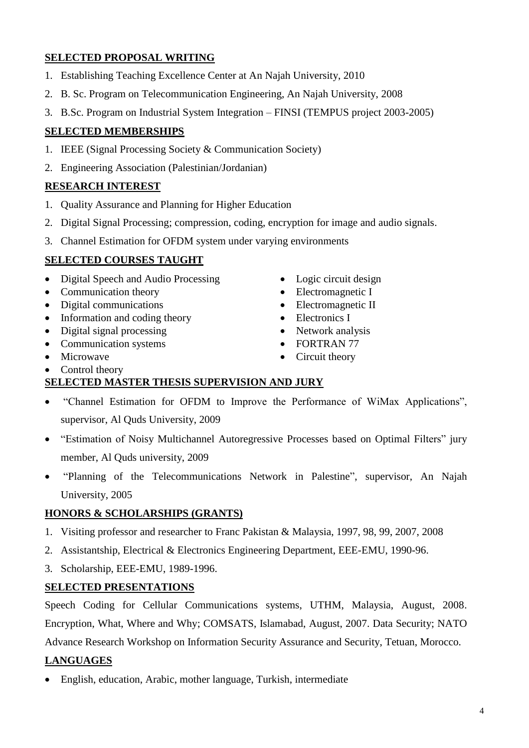## SELECTED PROPOSAL WRITING

1. Establishing Teaching Excellence Center at An Najah University, 2010
2. B. Sc. Program on Telecommunication Engineering, An Najah University, 2008
3. B.Sc. Program on Industrial System Integration – FINSI (TEMPUS project 2003-2005)

## SELECTED MEMBERSHIPS

1. IEEE (Signal Processing Society & Communication Society)
2. Engineering Association (Palestinian/Jordanian)

## RESEARCH INTEREST

1. Quality Assurance and Planning for Higher Education
2. Digital Signal Processing; compression, coding, encryption for image and audio signals.
3. Channel Estimation for OFDM system under varying environments

## SELECTED COURSES TAUGHT

- Digital Speech and Audio Processing
- Communication theory
- Digital communications
- Information and coding theory
- Digital signal processing
- Communication systems
- Microwave
- Control theory
- Logic circuit design
- Electromagnetic I
- Electromagnetic II
- Electronics I
- Network analysis
- FORTRAN 77
- Circuit theory

## SELECTED MASTER THESIS SUPERVISION AND JURY

- "Channel Estimation for OFDM to Improve the Performance of WiMax Applications", supervisor, Al Quds University, 2009
- "Estimation of Noisy Multichannel Autoregressive Processes based on Optimal Filters" jury member, Al Quds university, 2009
- "Planning of the Telecommunications Network in Palestine", supervisor, An Najah University, 2005

## HONORS & SCHOLARSHIPS (GRANTS)

1. Visiting professor and researcher to Franc Pakistan & Malaysia, 1997, 98, 99, 2007, 2008
2. Assistantship, Electrical & Electronics Engineering Department, EEE-EMU, 1990-96.
3. Scholarship, EEE-EMU, 1989-1996.

## SELECTED PRESENTATIONS

Speech Coding for Cellular Communications systems, UTHM, Malaysia, August, 2008. Encryption, What, Where and Why; COMSATS, Islamabad, August, 2007. Data Security; NATO Advance Research Workshop on Information Security Assurance and Security, Tetuan, Morocco.

## LANGUAGES

- English, education, Arabic, mother language, Turkish, intermediate